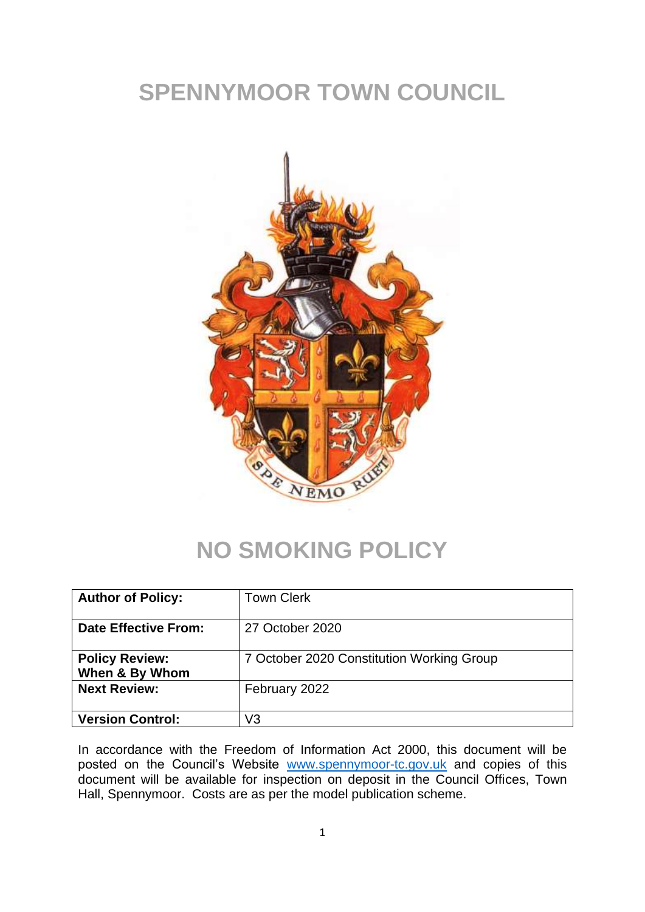# SPENNYMOOR TOWN COUNCIL

# NO SMOKING POLICY

| **Author of Policy:** | Town Clerk |
|---|---|
| **Date Effective From:** | 27 October 2020 |
| **Policy Review: When & By Whom** | 7 October 2020 Constitution Working Group |
| **Next Review:** | February 2022 |
| **Version Control:** | V3 |

In accordance with the Freedom of Information Act 2000, this document will be posted on the Council's Website www.spennymoor-tc.gov.uk and copies of this document will be available for inspection on deposit in the Council Offices, Town Hall, Spennymoor. Costs are as per the model publication scheme.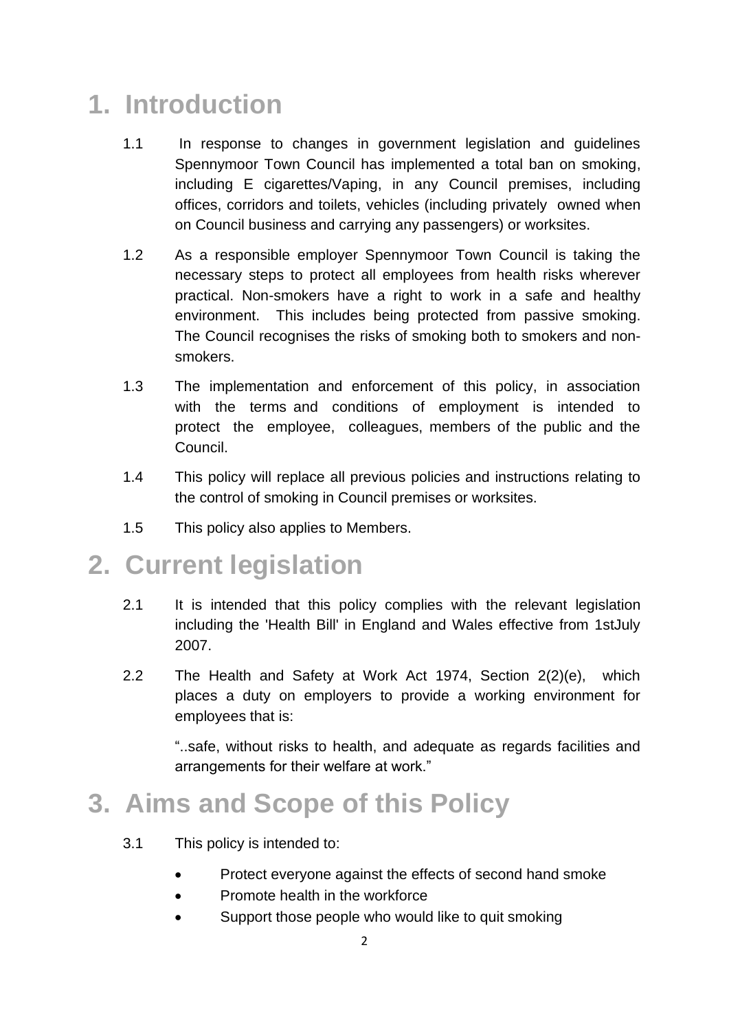# 1. Introduction

1.1 In response to changes in government legislation and guidelines Spennymoor Town Council has implemented a total ban on smoking, including E cigarettes/Vaping, in any Council premises, including offices, corridors and toilets, vehicles (including privately owned when on Council business and carrying any passengers) or worksites.

1.2 As a responsible employer Spennymoor Town Council is taking the necessary steps to protect all employees from health risks wherever practical. Non-smokers have a right to work in a safe and healthy environment. This includes being protected from passive smoking. The Council recognises the risks of smoking both to smokers and non-smokers.

1.3 The implementation and enforcement of this policy, in association with the terms and conditions of employment is intended to protect the employee, colleagues, members of the public and the Council.

1.4 This policy will replace all previous policies and instructions relating to the control of smoking in Council premises or worksites.

1.5 This policy also applies to Members.

# 2. Current legislation

2.1 It is intended that this policy complies with the relevant legislation including the 'Health Bill' in England and Wales effective from 1stJuly 2007.

2.2 The Health and Safety at Work Act 1974, Section 2(2)(e), which places a duty on employers to provide a working environment for employees that is:

"..safe, without risks to health, and adequate as regards facilities and arrangements for their welfare at work."

# 3. Aims and Scope of this Policy

3.1 This policy is intended to:

- Protect everyone against the effects of second hand smoke
- Promote health in the workforce
- Support those people who would like to quit smoking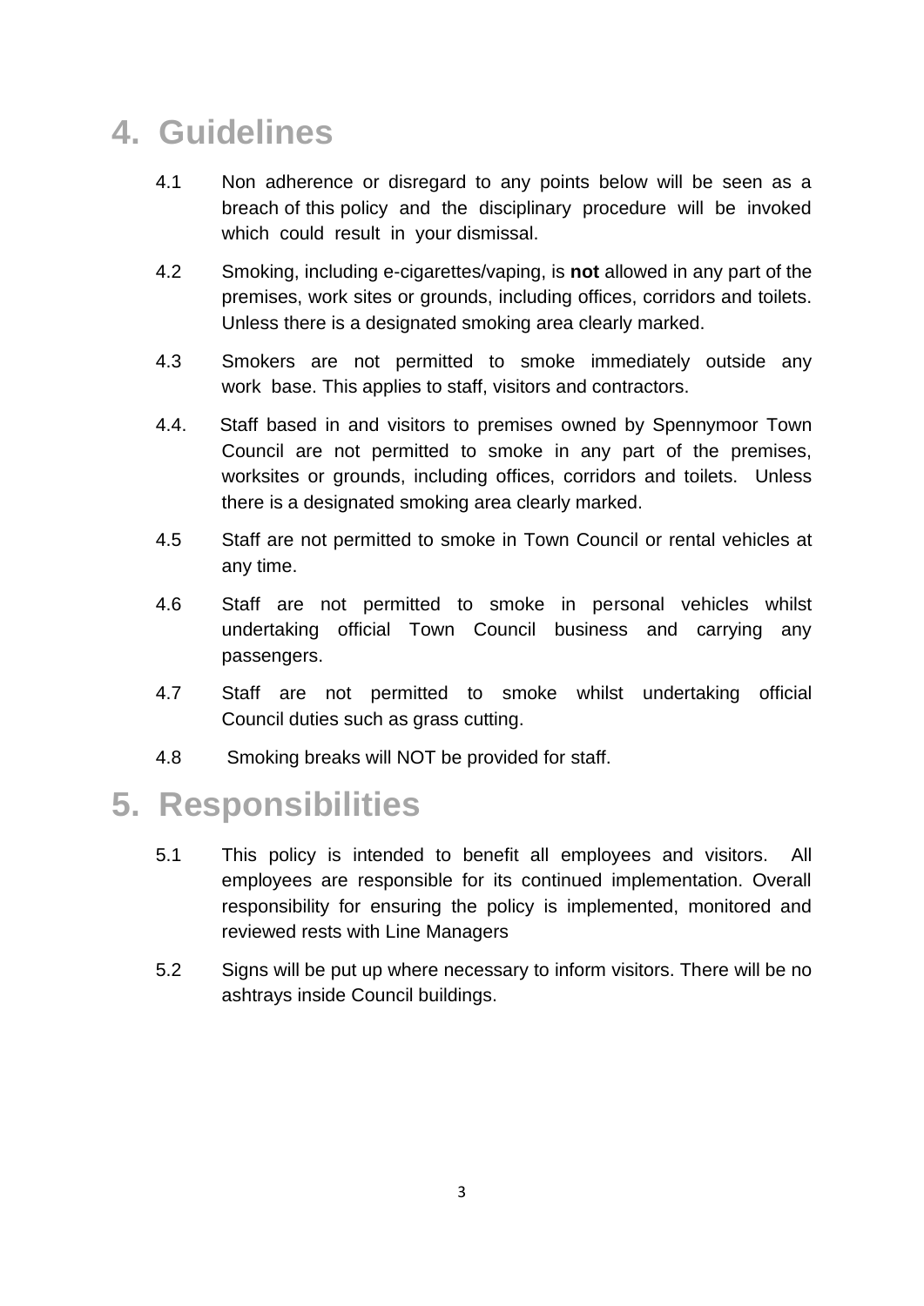# 4. Guidelines

4.1 Non adherence or disregard to any points below will be seen as a breach of this policy and the disciplinary procedure will be invoked which could result in your dismissal.

4.2 Smoking, including e-cigarettes/vaping, is **not** allowed in any part of the premises, work sites or grounds, including offices, corridors and toilets. Unless there is a designated smoking area clearly marked.

4.3 Smokers are not permitted to smoke immediately outside any work base. This applies to staff, visitors and contractors.

4.4. Staff based in and visitors to premises owned by Spennymoor Town Council are not permitted to smoke in any part of the premises, worksites or grounds, including offices, corridors and toilets. Unless there is a designated smoking area clearly marked.

4.5 Staff are not permitted to smoke in Town Council or rental vehicles at any time.

4.6 Staff are not permitted to smoke in personal vehicles whilst undertaking official Town Council business and carrying any passengers.

4.7 Staff are not permitted to smoke whilst undertaking official Council duties such as grass cutting.

4.8 Smoking breaks will NOT be provided for staff.

# 5. Responsibilities

5.1 This policy is intended to benefit all employees and visitors. All employees are responsible for its continued implementation. Overall responsibility for ensuring the policy is implemented, monitored and reviewed rests with Line Managers

5.2 Signs will be put up where necessary to inform visitors. There will be no ashtrays inside Council buildings.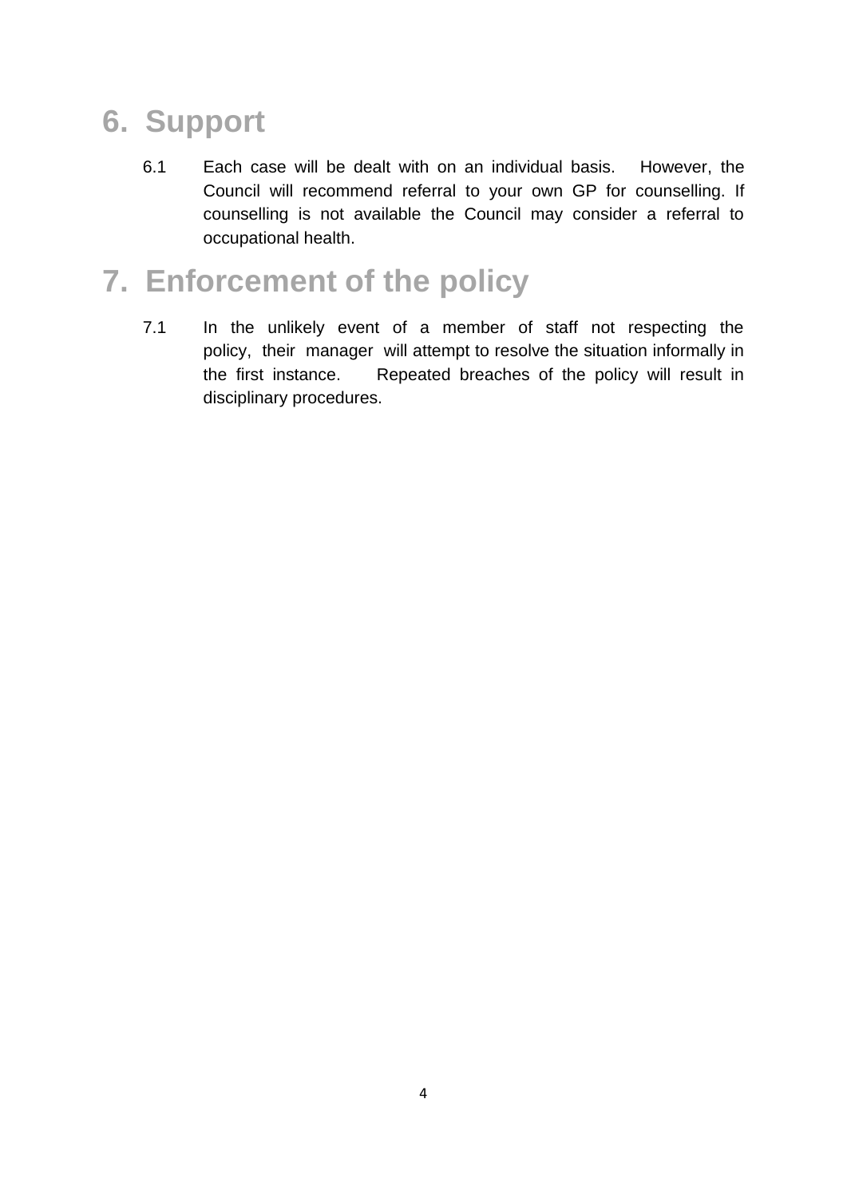## 6. Support

6.1 Each case will be dealt with on an individual basis. However, the Council will recommend referral to your own GP for counselling. If counselling is not available the Council may consider a referral to occupational health.

## 7. Enforcement of the policy

7.1 In the unlikely event of a member of staff not respecting the policy, their manager will attempt to resolve the situation informally in the first instance. Repeated breaches of the policy will result in disciplinary procedures.